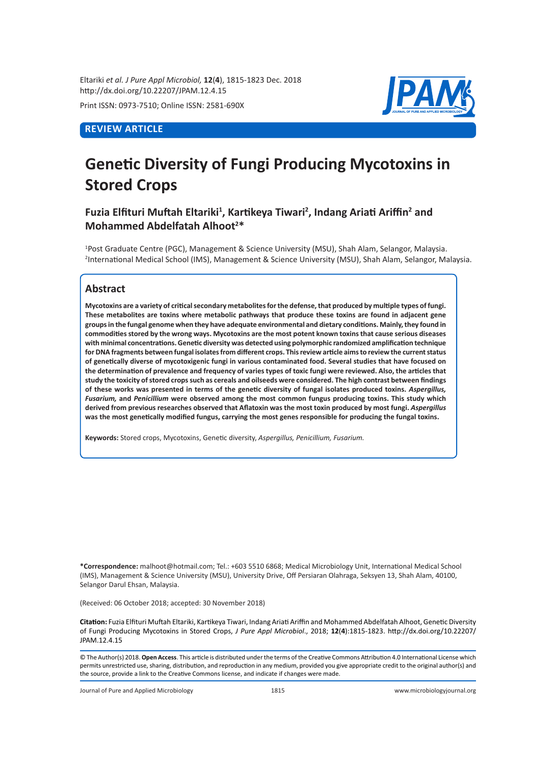Eltariki *et al. J Pure Appl Microbiol,* **12**(**4**), 1815-1823 Dec. 2018
http://dx.doi.org/10.22207/JPAM.12.4.15

Print ISSN: 0973-7510; Online ISSN: 2581-690X

**REVIEW ARTICLE**

# Genetic Diversity of Fungi Producing Mycotoxins in Stored Crops

**Fuzia Elfituri Muftah Eltariki[1], Kartikeya Tiwari[2], Indang Ariati Ariffin[2] and Mohammed Abdelfatah Alhoot[2]***

[1]Post Graduate Centre (PGC), Management & Science University (MSU), Shah Alam, Selangor, Malaysia.
[2]International Medical School (IMS), Management & Science University (MSU), Shah Alam, Selangor, Malaysia.

## Abstract

**Mycotoxins are a variety of critical secondary metabolites for the defense, that produced by multiple types of fungi. These metabolites are toxins where metabolic pathways that produce these toxins are found in adjacent gene groups in the fungal genome when they have adequate environmental and dietary conditions. Mainly, they found in commodities stored by the wrong ways. Mycotoxins are the most potent known toxins that cause serious diseases with minimal concentrations. Genetic diversity was detected using polymorphic randomized amplification technique for DNA fragments between fungal isolates from different crops. This review article aims to review the current status of genetically diverse of mycotoxigenic fungi in various contaminated food. Several studies that have focused on the determination of prevalence and frequency of varies types of toxic fungi were reviewed. Also, the articles that study the toxicity of stored crops such as cereals and oilseeds were considered. The high contrast between findings of these works was presented in terms of the genetic diversity of fungal isolates produced toxins. *Aspergillus, Fusarium,* and *Penicillium* were observed among the most common fungus producing toxins. This study which derived from previous researches observed that Aflatoxin was the most toxin produced by most fungi. *Aspergillus* was the most genetically modified fungus, carrying the most genes responsible for producing the fungal toxins.**

**Keywords:** Stored crops, Mycotoxins, Genetic diversity, *Aspergillus, Penicillium, Fusarium.*

***Correspondence:** malhoot@hotmail.com; Tel.: +603 5510 6868; Medical Microbiology Unit, International Medical School (IMS), Management & Science University (MSU), University Drive, Off Persiaran Olahraga, Seksyen 13, Shah Alam, 40100, Selangor Darul Ehsan, Malaysia.

(Received: 06 October 2018; accepted: 30 November 2018)

**Citation:** Fuzia Elfituri Muftah Eltariki, Kartikeya Tiwari, Indang Ariati Ariffin and Mohammed Abdelfatah Alhoot, Genetic Diversity of Fungi Producing Mycotoxins in Stored Crops, *J Pure Appl Microbiol*., 2018; **12**(**4**):1815-1823. http://dx.doi.org/10.22207/JPAM.12.4.15

© The Author(s) 2018. **Open Access**. This article is distributed under the terms of the Creative Commons Attribution 4.0 International License which permits unrestricted use, sharing, distribution, and reproduction in any medium, provided you give appropriate credit to the original author(s) and the source, provide a link to the Creative Commons license, and indicate if changes were made.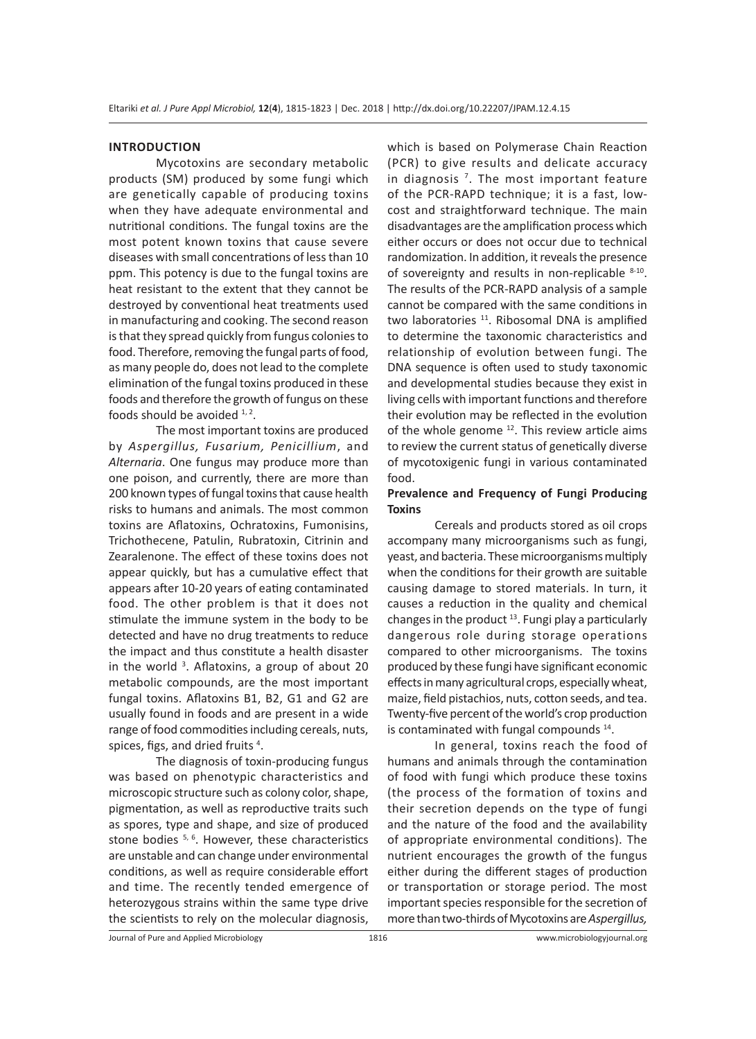## INTRODUCTION

Mycotoxins are secondary metabolic products (SM) produced by some fungi which are genetically capable of producing toxins when they have adequate environmental and nutritional conditions. The fungal toxins are the most potent known toxins that cause severe diseases with small concentrations of less than 10 ppm. This potency is due to the fungal toxins are heat resistant to the extent that they cannot be destroyed by conventional heat treatments used in manufacturing and cooking. The second reason is that they spread quickly from fungus colonies to food. Therefore, removing the fungal parts of food, as many people do, does not lead to the complete elimination of the fungal toxins produced in these foods and therefore the growth of fungus on these foods should be avoided [1, 2].

The most important toxins are produced by *Aspergillus, Fusarium, Penicillium*, and *Alternaria*. One fungus may produce more than one poison, and currently, there are more than 200 known types of fungal toxins that cause health risks to humans and animals. The most common toxins are Aflatoxins, Ochratoxins, Fumonisins, Trichothecene, Patulin, Rubratoxin, Citrinin and Zearalenone. The effect of these toxins does not appear quickly, but has a cumulative effect that appears after 10-20 years of eating contaminated food. The other problem is that it does not stimulate the immune system in the body to be detected and have no drug treatments to reduce the impact and thus constitute a health disaster in the world [3]. Aflatoxins, a group of about 20 metabolic compounds, are the most important fungal toxins. Aflatoxins B1, B2, G1 and G2 are usually found in foods and are present in a wide range of food commodities including cereals, nuts, spices, figs, and dried fruits [4].

The diagnosis of toxin-producing fungus was based on phenotypic characteristics and microscopic structure such as colony color, shape, pigmentation, as well as reproductive traits such as spores, type and shape, and size of produced stone bodies [5, 6]. However, these characteristics are unstable and can change under environmental conditions, as well as require considerable effort and time. The recently tended emergence of heterozygous strains within the same type drive the scientists to rely on the molecular diagnosis, which is based on Polymerase Chain Reaction (PCR) to give results and delicate accuracy in diagnosis [7]. The most important feature of the PCR-RAPD technique; it is a fast, low-cost and straightforward technique. The main disadvantages are the amplification process which either occurs or does not occur due to technical randomization. In addition, it reveals the presence of sovereignty and results in non-replicable [8-10]. The results of the PCR-RAPD analysis of a sample cannot be compared with the same conditions in two laboratories [11]. Ribosomal DNA is amplified to determine the taxonomic characteristics and relationship of evolution between fungi. The DNA sequence is often used to study taxonomic and developmental studies because they exist in living cells with important functions and therefore their evolution may be reflected in the evolution of the whole genome [12]. This review article aims to review the current status of genetically diverse of mycotoxigenic fungi in various contaminated food.

### Prevalence and Frequency of Fungi Producing Toxins

Cereals and products stored as oil crops accompany many microorganisms such as fungi, yeast, and bacteria. These microorganisms multiply when the conditions for their growth are suitable causing damage to stored materials. In turn, it causes a reduction in the quality and chemical changes in the product [13]. Fungi play a particularly dangerous role during storage operations compared to other microorganisms. The toxins produced by these fungi have significant economic effects in many agricultural crops, especially wheat, maize, field pistachios, nuts, cotton seeds, and tea. Twenty-five percent of the world's crop production is contaminated with fungal compounds [14].

In general, toxins reach the food of humans and animals through the contamination of food with fungi which produce these toxins (the process of the formation of toxins and their secretion depends on the type of fungi and the nature of the food and the availability of appropriate environmental conditions). The nutrient encourages the growth of the fungus either during the different stages of production or transportation or storage period. The most important species responsible for the secretion of more than two-thirds of Mycotoxins are *Aspergillus,*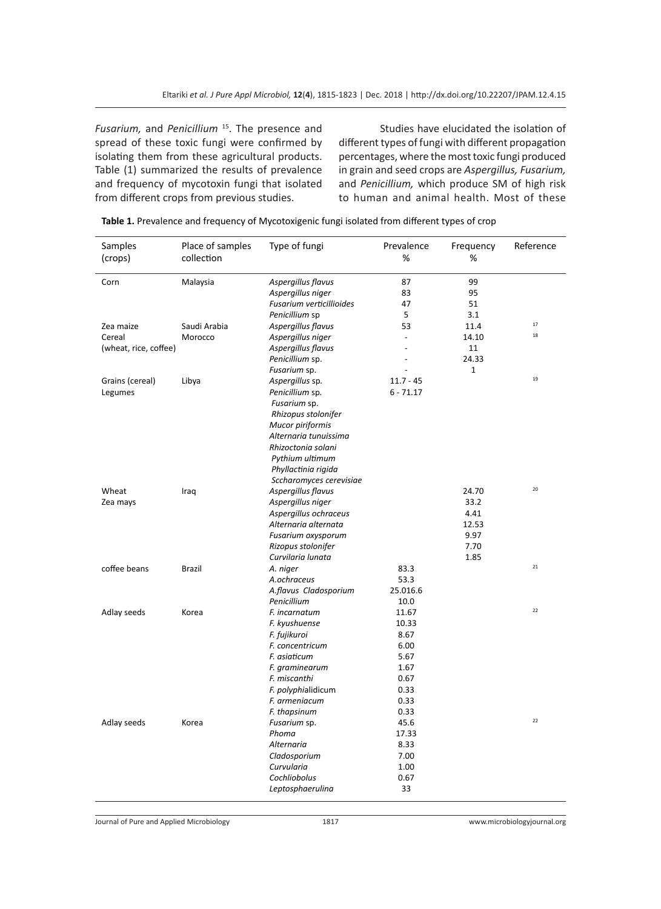*Fusarium,* and *Penicillium* [15]. The presence and spread of these toxic fungi were confirmed by isolating them from these agricultural products. Table (1) summarized the results of prevalence and frequency of mycotoxin fungi that isolated from different crops from previous studies.

Studies have elucidated the isolation of different types of fungi with different propagation percentages, where the most toxic fungi produced in grain and seed crops are *Aspergillus, Fusarium,* and *Penicillium,* which produce SM of high risk to human and animal health. Most of these

**Table 1.** Prevalence and frequency of Mycotoxigenic fungi isolated from different types of crop

| Samples (crops) | Place of samples collection | Type of fungi | Prevalence % | Frequency % | Reference |
|---|---|---|---|---|---|
| Corn | Malaysia | *Aspergillus flavus* | 87 | 99 | |
| | | *Aspergillus niger* | 83 | 95 | |
| | | *Fusarium verticillioides* | 47 | 51 | |
| | | *Penicillium* sp | 5 | 3.1 | |
| Zea maize | Saudi Arabia | *Aspergillus flavus* | 53 | 11.4 | 17 |
| Cereal (wheat, rice, coffee) | Morocco | *Aspergillus niger* | - | 14.10 | 18 |
| | | *Aspergillus flavus* | - | 11 | |
| | | *Penicillium* sp. | - | 24.33 | |
| | | *Fusarium* sp. | - | 1 | |
| Grains (cereal) | Libya | *Aspergillus* sp. | 11.7 - 45 | | 19 |
| Legumes | | *Penicillium* sp. | 6 - 71.17 | | |
| | | *Fusarium* sp. | | | |
| | | *Rhizopus stolonifer* | | | |
| | | *Mucor piriformis* | | | |
| | | *Alternaria tunuissima* | | | |
| | | *Rhizoctonia solani* | | | |
| | | *Pythium ultimum* | | | |
| | | *Phyllactinia rigida* | | | |
| | | *Sccharomyces cerevisiae* | | | |
| Wheat | Iraq | *Aspergillus flavus* | | 24.70 | 20 |
| Zea mays | | *Aspergillus niger* | | 33.2 | |
| | | *Aspergillus ochraceus* | | 4.41 | |
| | | *Alternaria alternata* | | 12.53 | |
| | | *Fusarium oxysporum* | | 9.97 | |
| | | *Rizopus stolonifer* | | 7.70 | |
| | | *Curvilaria lunata* | | 1.85 | |
| coffee beans | Brazil | *A. niger* | 83.3 | | 21 |
| | | *A.ochraceus* | 53.3 | | |
| | | *A.flavus Cladosporium* | 25.016.6 | | |
| | | *Penicillium* | 10.0 | | |
| Adlay seeds | Korea | *F. incarnatum* | 11.67 | | 22 |
| | | *F. kyushuense* | 10.33 | | |
| | | *F. fujikuroi* | 8.67 | | |
| | | *F. concentricum* | 6.00 | | |
| | | *F. asiaticum* | 5.67 | | |
| | | *F. graminearum* | 1.67 | | |
| | | *F. miscanthi* | 0.67 | | |
| | | *F. polyphialidicum* | 0.33 | | |
| | | *F. armeniacum* | 0.33 | | |
| | | *F. thapsinum* | 0.33 | | |
| Adlay seeds | Korea | *Fusarium* sp. | 45.6 | | 22 |
| | | *Phoma* | 17.33 | | |
| | | *Alternaria* | 8.33 | | |
| | | *Cladosporium* | 7.00 | | |
| | | *Curvularia* | 1.00 | | |
| | | *Cochliobolus* | 0.67 | | |
| | | *Leptosphaerulina* | 33 | | |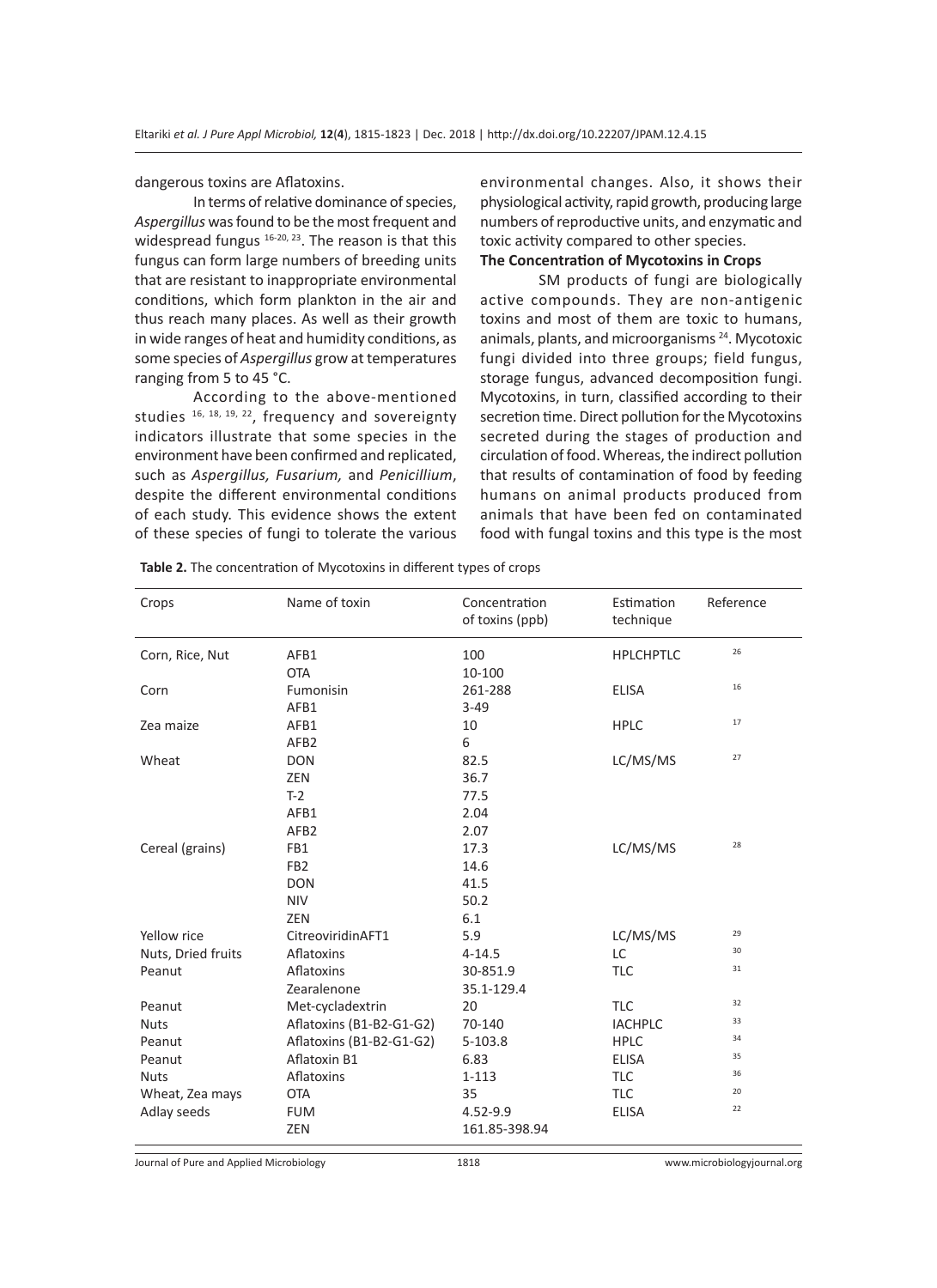dangerous toxins are Aflatoxins.

In terms of relative dominance of species, *Aspergillus* was found to be the most frequent and widespread fungus [16-20, 23]. The reason is that this fungus can form large numbers of breeding units that are resistant to inappropriate environmental conditions, which form plankton in the air and thus reach many places. As well as their growth in wide ranges of heat and humidity conditions, as some species of *Aspergillus* grow at temperatures ranging from 5 to 45 °C.

According to the above-mentioned studies [16, 18, 19, 22], frequency and sovereignty indicators illustrate that some species in the environment have been confirmed and replicated, such as *Aspergillus, Fusarium,* and *Penicillium*, despite the different environmental conditions of each study. This evidence shows the extent of these species of fungi to tolerate the various environmental changes. Also, it shows their physiological activity, rapid growth, producing large numbers of reproductive units, and enzymatic and toxic activity compared to other species.

**The Concentration of Mycotoxins in Crops**

SM products of fungi are biologically active compounds. They are non-antigenic toxins and most of them are toxic to humans, animals, plants, and microorganisms [24]. Mycotoxic fungi divided into three groups; field fungus, storage fungus, advanced decomposition fungi. Mycotoxins, in turn, classified according to their secretion time. Direct pollution for the Mycotoxins secreted during the stages of production and circulation of food. Whereas, the indirect pollution that results of contamination of food by feeding humans on animal products produced from animals that have been fed on contaminated food with fungal toxins and this type is the most

**Table 2.** The concentration of Mycotoxins in different types of crops

| Crops | Name of toxin | Concentration of toxins (ppb) | Estimation technique | Reference |
|---|---|---|---|---|
| Corn, Rice, Nut | AFB1 | 100 | HPLCHPTLC | 26 |
| | OTA | 10-100 | | |
| Corn | Fumonisin | 261-288 | ELISA | 16 |
| | AFB1 | 3-49 | | |
| Zea maize | AFB1 | 10 | HPLC | 17 |
| | AFB2 | 6 | | |
| Wheat | DON | 82.5 | LC/MS/MS | 27 |
| | ZEN | 36.7 | | |
| | T-2 | 77.5 | | |
| | AFB1 | 2.04 | | |
| | AFB2 | 2.07 | | |
| Cereal (grains) | FB1 | 17.3 | LC/MS/MS | 28 |
| | FB2 | 14.6 | | |
| | DON | 41.5 | | |
| | NIV | 50.2 | | |
| | ZEN | 6.1 | | |
| Yellow rice | CitreoviridinAFT1 | 5.9 | LC/MS/MS | 29 |
| Nuts, Dried fruits | Aflatoxins | 4-14.5 | LC | 30 |
| Peanut | Aflatoxins | 30-851.9 | TLC | 31 |
| | Zearalenone | 35.1-129.4 | | |
| Peanut | Met-cycladextrin | 20 | TLC | 32 |
| Nuts | Aflatoxins (B1-B2-G1-G2) | 70-140 | IACHPLC | 33 |
| Peanut | Aflatoxins (B1-B2-G1-G2) | 5-103.8 | HPLC | 34 |
| Peanut | Aflatoxin B1 | 6.83 | ELISA | 35 |
| Nuts | Aflatoxins | 1-113 | TLC | 36 |
| Wheat, Zea mays | OTA | 35 | TLC | 20 |
| Adlay seeds | FUM | 4.52-9.9 | ELISA | 22 |
| | ZEN | 161.85-398.94 | | |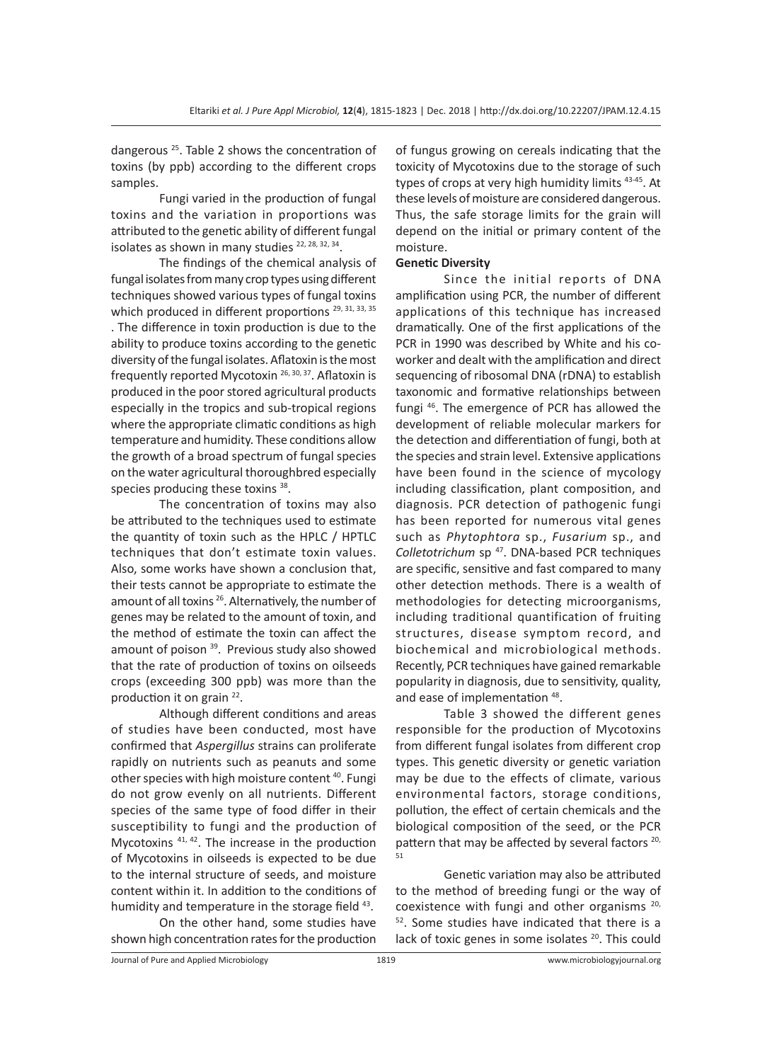dangerous [25]. Table 2 shows the concentration of toxins (by ppb) according to the different crops samples.

Fungi varied in the production of fungal toxins and the variation in proportions was attributed to the genetic ability of different fungal isolates as shown in many studies [22, 28, 32, 34].

The findings of the chemical analysis of fungal isolates from many crop types using different techniques showed various types of fungal toxins which produced in different proportions [29, 31, 33, 35]. The difference in toxin production is due to the ability to produce toxins according to the genetic diversity of the fungal isolates. Aflatoxin is the most frequently reported Mycotoxin [26, 30, 37]. Aflatoxin is produced in the poor stored agricultural products especially in the tropics and sub-tropical regions where the appropriate climatic conditions as high temperature and humidity. These conditions allow the growth of a broad spectrum of fungal species on the water agricultural thoroughbred especially species producing these toxins [38].

The concentration of toxins may also be attributed to the techniques used to estimate the quantity of toxin such as the HPLC / HPTLC techniques that don't estimate toxin values. Also, some works have shown a conclusion that, their tests cannot be appropriate to estimate the amount of all toxins [26]. Alternatively, the number of genes may be related to the amount of toxin, and the method of estimate the toxin can affect the amount of poison [39]. Previous study also showed that the rate of production of toxins on oilseeds crops (exceeding 300 ppb) was more than the production it on grain [22].

Although different conditions and areas of studies have been conducted, most have confirmed that *Aspergillus* strains can proliferate rapidly on nutrients such as peanuts and some other species with high moisture content [40]. Fungi do not grow evenly on all nutrients. Different species of the same type of food differ in their susceptibility to fungi and the production of Mycotoxins [41, 42]. The increase in the production of Mycotoxins in oilseeds is expected to be due to the internal structure of seeds, and moisture content within it. In addition to the conditions of humidity and temperature in the storage field [43].

On the other hand, some studies have shown high concentration rates for the production of fungus growing on cereals indicating that the toxicity of Mycotoxins due to the storage of such types of crops at very high humidity limits [43-45]. At these levels of moisture are considered dangerous. Thus, the safe storage limits for the grain will depend on the initial or primary content of the moisture.

### Genetic Diversity

Since the initial reports of DNA amplification using PCR, the number of different applications of this technique has increased dramatically. One of the first applications of the PCR in 1990 was described by White and his co-worker and dealt with the amplification and direct sequencing of ribosomal DNA (rDNA) to establish taxonomic and formative relationships between fungi [46]. The emergence of PCR has allowed the development of reliable molecular markers for the detection and differentiation of fungi, both at the species and strain level. Extensive applications have been found in the science of mycology including classification, plant composition, and diagnosis. PCR detection of pathogenic fungi has been reported for numerous vital genes such as *Phytophtora* sp., *Fusarium* sp., and *Colletotrichum* sp [47]. DNA-based PCR techniques are specific, sensitive and fast compared to many other detection methods. There is a wealth of methodologies for detecting microorganisms, including traditional quantification of fruiting structures, disease symptom record, and biochemical and microbiological methods. Recently, PCR techniques have gained remarkable popularity in diagnosis, due to sensitivity, quality, and ease of implementation [48].

Table 3 showed the different genes responsible for the production of Mycotoxins from different fungal isolates from different crop types. This genetic diversity or genetic variation may be due to the effects of climate, various environmental factors, storage conditions, pollution, the effect of certain chemicals and the biological composition of the seed, or the PCR pattern that may be affected by several factors [20, 51]

Genetic variation may also be attributed to the method of breeding fungi or the way of coexistence with fungi and other organisms [20, 52]. Some studies have indicated that there is a lack of toxic genes in some isolates [20]. This could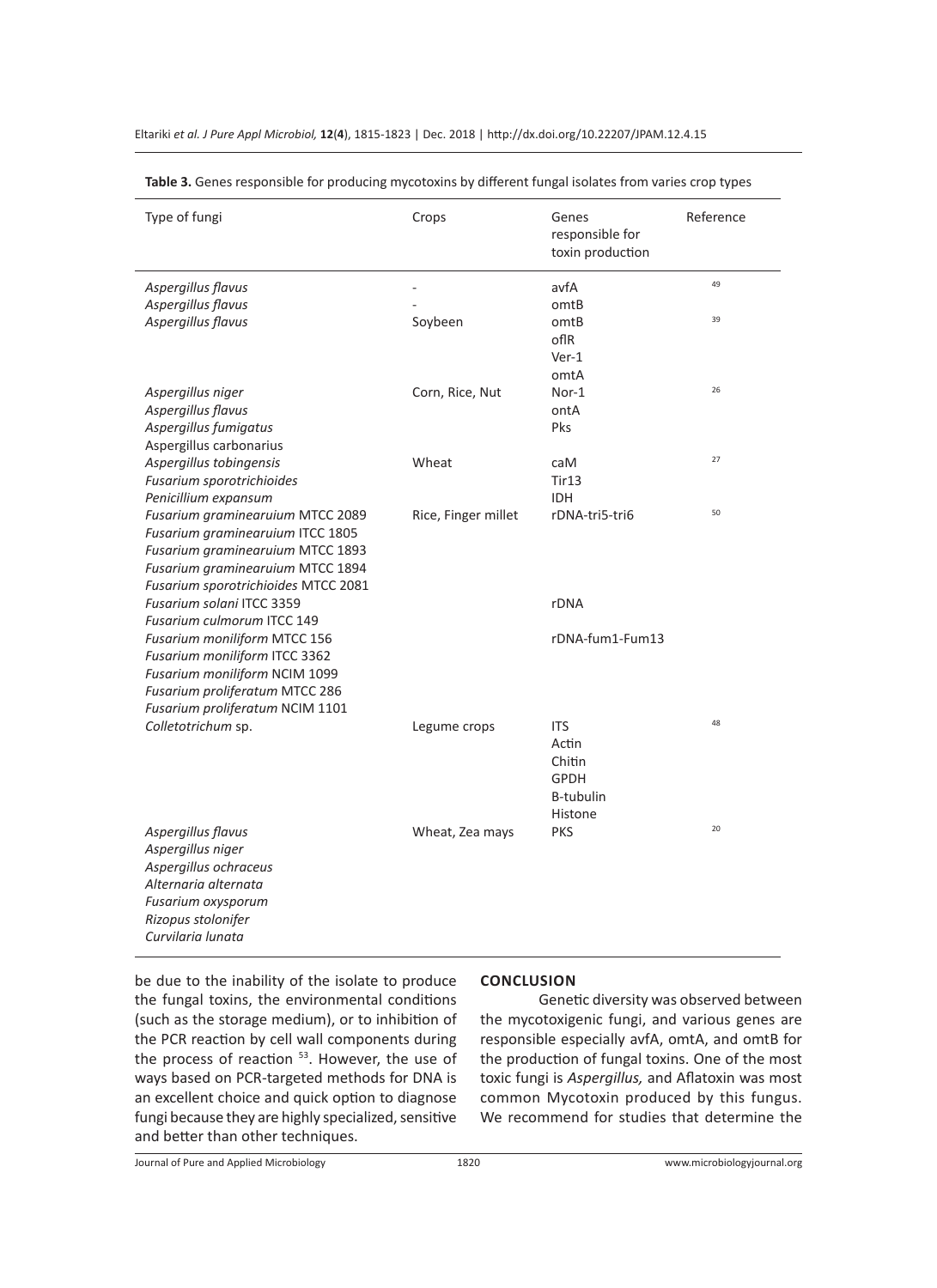**Table 3.** Genes responsible for producing mycotoxins by different fungal isolates from varies crop types

| Type of fungi | Crops | Genes responsible for toxin production | Reference |
|---|---|---|---|
| *Aspergillus flavus* | - | avfA | 49 |
| *Aspergillus flavus* | - | omtB | |
| *Aspergillus flavus* | Soybeen | omtB<br>oflR<br>Ver-1<br>omtA | 39 |
| *Aspergillus niger*<br>*Aspergillus flavus*<br>*Aspergillus fumigatus*<br>Aspergillus carbonarius | Corn, Rice, Nut | Nor-1<br>ontA<br>Pks | 26 |
| *Aspergillus tobingensis*<br>*Fusarium sporotrichioides*<br>*Penicillium expansum* | Wheat | caM<br>Tir13<br>IDH | 27 |
| *Fusarium graminearuium MTCC 2089*<br>*Fusarium graminearuium ITCC 1805*<br>*Fusarium graminearuium MTCC 1893*<br>*Fusarium graminearuium MTCC 1894*<br>*Fusarium sporotrichioides MTCC 2081* | Rice, Finger millet | rDNA-tri5-tri6 | 50 |
| *Fusarium solani ITCC 3359*<br>*Fusarium culmorum ITCC 149* | | rDNA | |
| *Fusarium moniliform MTCC 156*<br>*Fusarium moniliform ITCC 3362*<br>*Fusarium moniliform NCIM 1099*<br>*Fusarium proliferatum MTCC 286*<br>*Fusarium proliferatum NCIM 1101* | | rDNA-fum1-Fum13 | |
| *Colletotrichum* sp. | Legume crops | ITS<br>Actin<br>Chitin<br>GPDH<br>B-tubulin<br>Histone | 48 |
| *Aspergillus flavus*<br>*Aspergillus niger*<br>*Aspergillus ochraceus*<br>*Alternaria alternata*<br>*Fusarium oxysporum*<br>*Rizopus stolonifer*<br>*Curvilaria lunata* | Wheat, Zea mays | PKS | 20 |

be due to the inability of the isolate to produce the fungal toxins, the environmental conditions (such as the storage medium), or to inhibition of the PCR reaction by cell wall components during the process of reaction [53]. However, the use of ways based on PCR-targeted methods for DNA is an excellent choice and quick option to diagnose fungi because they are highly specialized, sensitive and better than other techniques.

## CONCLUSION

Genetic diversity was observed between the mycotoxigenic fungi, and various genes are responsible especially avfA, omtA, and omtB for the production of fungal toxins. One of the most toxic fungi is *Aspergillus,* and Aflatoxin was most common Mycotoxin produced by this fungus. We recommend for studies that determine the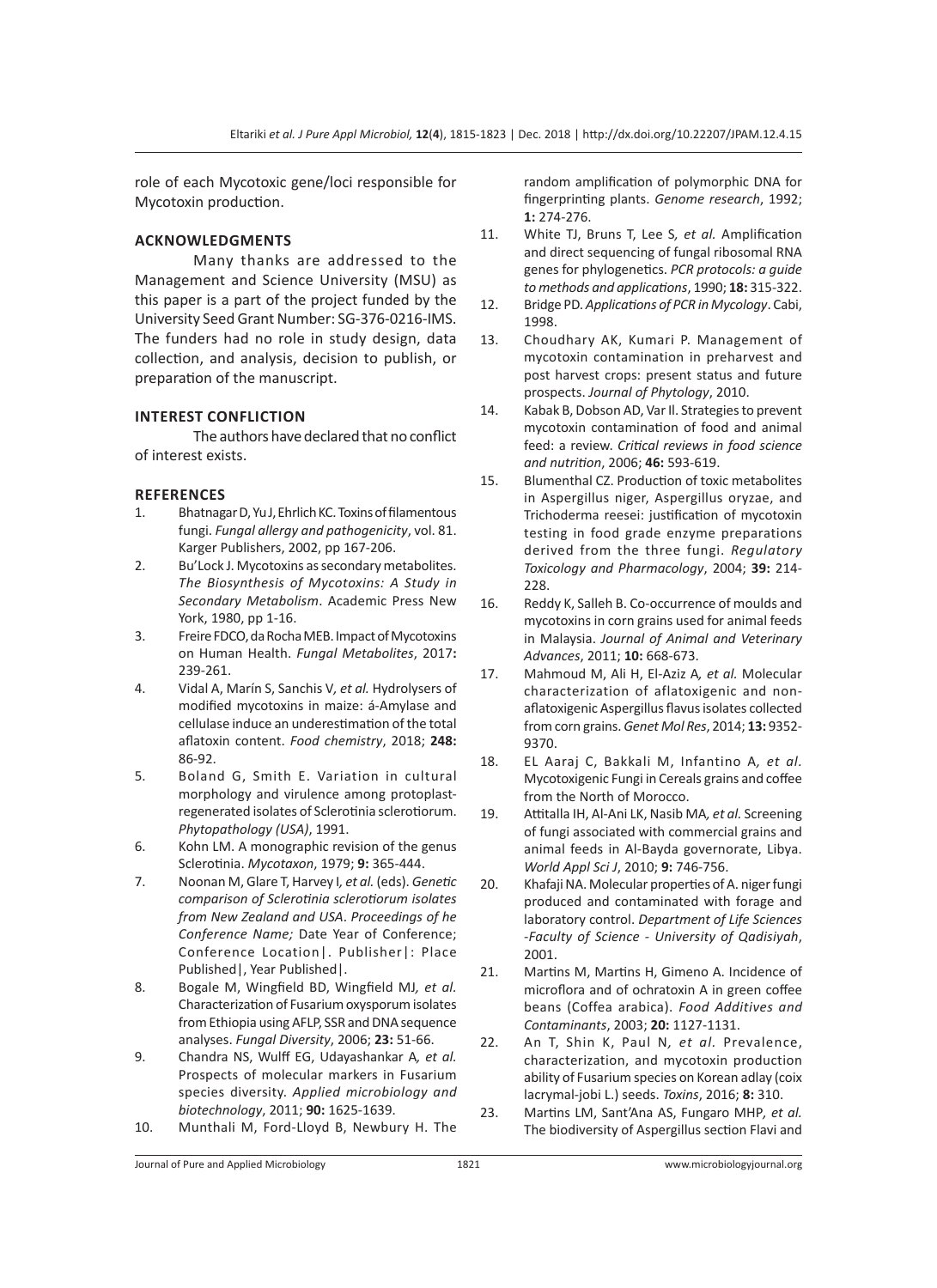role of each Mycotoxic gene/loci responsible for Mycotoxin production.

## ACKNOWLEDGMENTS

Many thanks are addressed to the Management and Science University (MSU) as this paper is a part of the project funded by the University Seed Grant Number: SG-376-0216-IMS. The funders had no role in study design, data collection, and analysis, decision to publish, or preparation of the manuscript.

## INTEREST CONFLICTION

The authors have declared that no conflict of interest exists.

## REFERENCES

1. Bhatnagar D, Yu J, Ehrlich KC. Toxins of filamentous fungi. *Fungal allergy and pathogenicity*, vol. 81. Karger Publishers, 2002, pp 167-206.
2. Bu'Lock J. Mycotoxins as secondary metabolites. *The Biosynthesis of Mycotoxins: A Study in Secondary Metabolism*. Academic Press New York, 1980, pp 1-16.
3. Freire FDCO, da Rocha MEB. Impact of Mycotoxins on Human Health. *Fungal Metabolites*, 2017**:** 239-261.
4. Vidal A, Marín S, Sanchis V*, et al.* Hydrolysers of modified mycotoxins in maize: á-Amylase and cellulase induce an underestimation of the total aflatoxin content. *Food chemistry*, 2018; **248:** 86-92.
5. Boland G, Smith E. Variation in cultural morphology and virulence among protoplast-regenerated isolates of Sclerotinia sclerotiorum. *Phytopathology (USA)*, 1991.
6. Kohn LM. A monographic revision of the genus Sclerotinia. *Mycotaxon*, 1979; **9:** 365-444.
7. Noonan M, Glare T, Harvey I*, et al.* (eds). *Genetic comparison of Sclerotinia sclerotiorum isolates from New Zealand and USA*. *Proceedings of he Conference Name;* Date Year of Conference; Conference Location|. Publisher|: Place Published|, Year Published|.
8. Bogale M, Wingfield BD, Wingfield MJ*, et al.* Characterization of Fusarium oxysporum isolates from Ethiopia using AFLP, SSR and DNA sequence analyses. *Fungal Diversity*, 2006; **23:** 51-66.
9. Chandra NS, Wulff EG, Udayashankar A*, et al.* Prospects of molecular markers in Fusarium species diversity. *Applied microbiology and biotechnology*, 2011; **90:** 1625-1639.
10. Munthali M, Ford-Lloyd B, Newbury H. The random amplification of polymorphic DNA for fingerprinting plants. *Genome research*, 1992; **1:** 274-276.
11. White TJ, Bruns T, Lee S*, et al.* Amplification and direct sequencing of fungal ribosomal RNA genes for phylogenetics. *PCR protocols: a guide to methods and applications*, 1990; **18:** 315-322.
12. Bridge PD. *Applications of PCR in Mycology*. Cabi, 1998.
13. Choudhary AK, Kumari P. Management of mycotoxin contamination in preharvest and post harvest crops: present status and future prospects. *Journal of Phytology*, 2010.
14. Kabak B, Dobson AD, Var II. Strategies to prevent mycotoxin contamination of food and animal feed: a review. *Critical reviews in food science and nutrition*, 2006; **46:** 593-619.
15. Blumenthal CZ. Production of toxic metabolites in Aspergillus niger, Aspergillus oryzae, and Trichoderma reesei: justification of mycotoxin testing in food grade enzyme preparations derived from the three fungi. *Regulatory Toxicology and Pharmacology*, 2004; **39:** 214-228.
16. Reddy K, Salleh B. Co-occurrence of moulds and mycotoxins in corn grains used for animal feeds in Malaysia. *Journal of Animal and Veterinary Advances*, 2011; **10:** 668-673.
17. Mahmoud M, Ali H, El-Aziz A*, et al.* Molecular characterization of aflatoxigenic and non-aflatoxigenic Aspergillus flavus isolates collected from corn grains. *Genet Mol Res*, 2014; **13:** 9352-9370.
18. EL Aaraj C, Bakkali M, Infantino A*, et al.* Mycotoxigenic Fungi in Cereals grains and coffee from the North of Morocco.
19. Attitalla IH, Al-Ani LK, Nasib MA*, et al.* Screening of fungi associated with commercial grains and animal feeds in Al-Bayda governorate, Libya. *World Appl Sci J*, 2010; **9:** 746-756.
20. Khafaji NA. Molecular properties of A. niger fungi produced and contaminated with forage and laboratory control. *Department of Life Sciences -Faculty of Science - University of Qadisiyah*, 2001.
21. Martins M, Martins H, Gimeno A. Incidence of microflora and of ochratoxin A in green coffee beans (Coffea arabica). *Food Additives and Contaminants*, 2003; **20:** 1127-1131.
22. An T, Shin K, Paul N*, et al.* Prevalence, characterization, and mycotoxin production ability of Fusarium species on Korean adlay (coix lacrymal-jobi L.) seeds. *Toxins*, 2016; **8:** 310.
23. Martins LM, Sant'Ana AS, Fungaro MHP*, et al.* The biodiversity of Aspergillus section Flavi and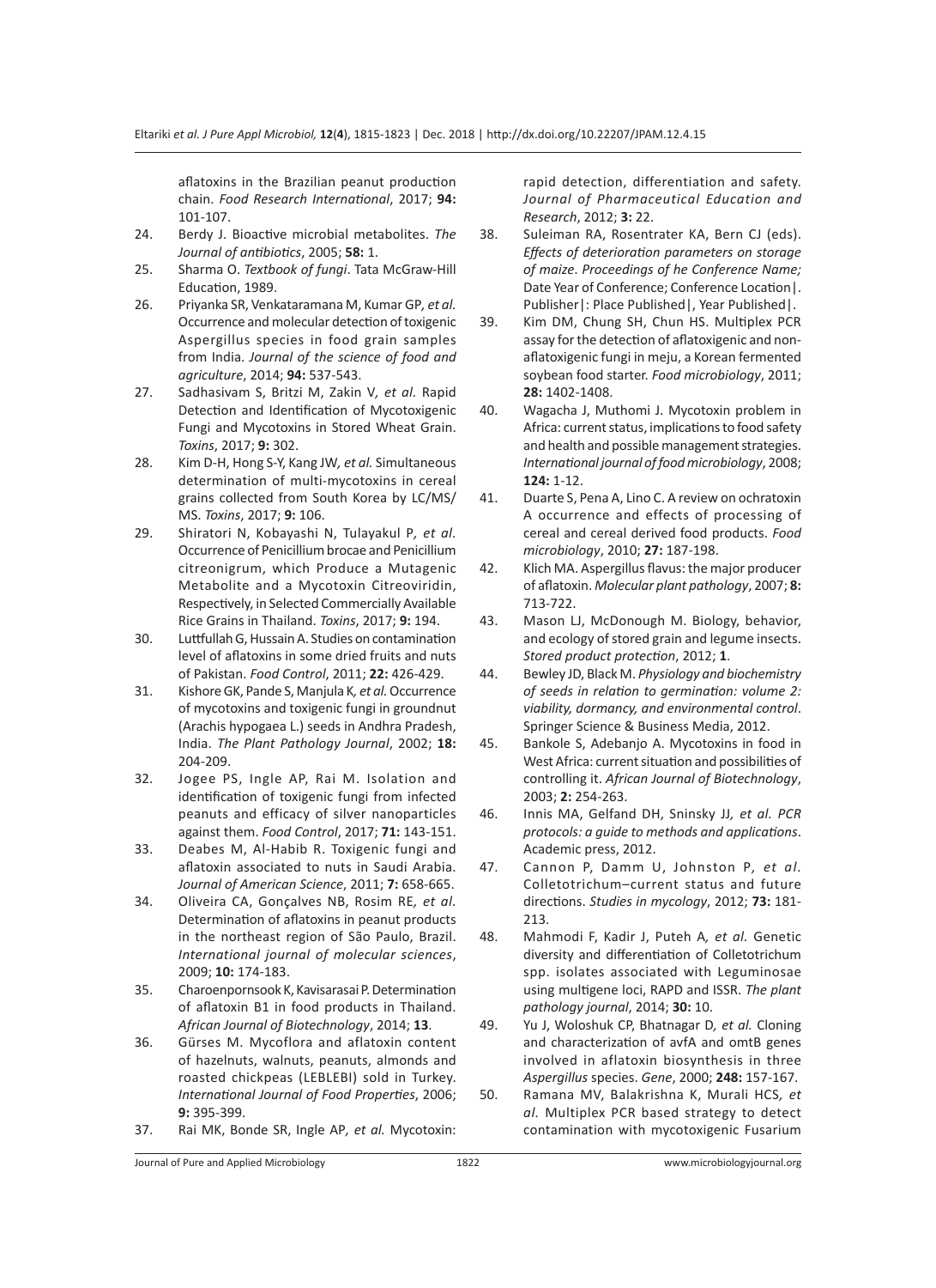aflatoxins in the Brazilian peanut production chain. *Food Research International*, 2017; **94:** 101-107.

24. Berdy J. Bioactive microbial metabolites. *The Journal of antibiotics*, 2005; **58:** 1.
25. Sharma O. *Textbook of fungi*. Tata McGraw-Hill Education, 1989.
26. Priyanka SR, Venkataramana M, Kumar GP, *et al.* Occurrence and molecular detection of toxigenic Aspergillus species in food grain samples from India. *Journal of the science of food and agriculture*, 2014; **94:** 537-543.
27. Sadhasivam S, Britzi M, Zakin V, *et al.* Rapid Detection and Identification of Mycotoxigenic Fungi and Mycotoxins in Stored Wheat Grain. *Toxins*, 2017; **9:** 302.
28. Kim D-H, Hong S-Y, Kang JW, *et al.* Simultaneous determination of multi-mycotoxins in cereal grains collected from South Korea by LC/MS/MS. *Toxins*, 2017; **9:** 106.
29. Shiratori N, Kobayashi N, Tulayakul P, *et al.* Occurrence of Penicillium brocae and Penicillium citreonigrum, which Produce a Mutagenic Metabolite and a Mycotoxin Citreoviridin, Respectively, in Selected Commercially Available Rice Grains in Thailand. *Toxins*, 2017; **9:** 194.
30. Luttfullah G, Hussain A. Studies on contamination level of aflatoxins in some dried fruits and nuts of Pakistan. *Food Control*, 2011; **22:** 426-429.
31. Kishore GK, Pande S, Manjula K, *et al.* Occurrence of mycotoxins and toxigenic fungi in groundnut (Arachis hypogaea L.) seeds in Andhra Pradesh, India. *The Plant Pathology Journal*, 2002; **18:** 204-209.
32. Jogee PS, Ingle AP, Rai M. Isolation and identification of toxigenic fungi from infected peanuts and efficacy of silver nanoparticles against them. *Food Control*, 2017; **71:** 143-151.
33. Deabes M, Al-Habib R. Toxigenic fungi and aflatoxin associated to nuts in Saudi Arabia. *Journal of American Science*, 2011; **7:** 658-665.
34. Oliveira CA, Gonçalves NB, Rosim RE, *et al.* Determination of aflatoxins in peanut products in the northeast region of São Paulo, Brazil. *International journal of molecular sciences*, 2009; **10:** 174-183.
35. Charoenpornsook K, Kavisarasai P. Determination of aflatoxin B1 in food products in Thailand. *African Journal of Biotechnology*, 2014; **13**.
36. Gürses M. Mycoflora and aflatoxin content of hazelnuts, walnuts, peanuts, almonds and roasted chickpeas (LEBLEBI) sold in Turkey. *International Journal of Food Properties*, 2006; **9:** 395-399.
37. Rai MK, Bonde SR, Ingle AP, *et al.* Mycotoxin: rapid detection, differentiation and safety. *Journal of Pharmaceutical Education and Research*, 2012; **3:** 22.
38. Suleiman RA, Rosentrater KA, Bern CJ (eds). *Effects of deterioration parameters on storage of maize*. *Proceedings of he Conference Name;* Date Year of Conference; Conference Location|. Publisher|: Place Published|, Year Published|.
39. Kim DM, Chung SH, Chun HS. Multiplex PCR assay for the detection of aflatoxigenic and non-aflatoxigenic fungi in meju, a Korean fermented soybean food starter. *Food microbiology*, 2011; **28:** 1402-1408.
40. Wagacha J, Muthomi J. Mycotoxin problem in Africa: current status, implications to food safety and health and possible management strategies. *International journal of food microbiology*, 2008; **124:** 1-12.
41. Duarte S, Pena A, Lino C. A review on ochratoxin A occurrence and effects of processing of cereal and cereal derived food products. *Food microbiology*, 2010; **27:** 187-198.
42. Klich MA. Aspergillus flavus: the major producer of aflatoxin. *Molecular plant pathology*, 2007; **8:** 713-722.
43. Mason LJ, McDonough M. Biology, behavior, and ecology of stored grain and legume insects. *Stored product protection*, 2012; **1**.
44. Bewley JD, Black M. *Physiology and biochemistry of seeds in relation to germination: volume 2: viability, dormancy, and environmental control*. Springer Science & Business Media, 2012.
45. Bankole S, Adebanjo A. Mycotoxins in food in West Africa: current situation and possibilities of controlling it. *African Journal of Biotechnology*, 2003; **2:** 254-263.
46. Innis MA, Gelfand DH, Sninsky JJ, *et al.* *PCR protocols: a guide to methods and applications*. Academic press, 2012.
47. Cannon P, Damm U, Johnston P, *et al.* Colletotrichum–current status and future directions. *Studies in mycology*, 2012; **73:** 181-213.
48. Mahmodi F, Kadir J, Puteh A, *et al.* Genetic diversity and differentiation of Colletotrichum spp. isolates associated with Leguminosae using multigene loci, RAPD and ISSR. *The plant pathology journal*, 2014; **30:** 10.
49. Yu J, Woloshuk CP, Bhatnagar D, *et al.* Cloning and characterization of avfA and omtB genes involved in aflatoxin biosynthesis in three *Aspergillus* species. *Gene*, 2000; **248:** 157-167.
50. Ramana MV, Balakrishna K, Murali HCS, *et al.* Multiplex PCR based strategy to detect contamination with mycotoxigenic Fusarium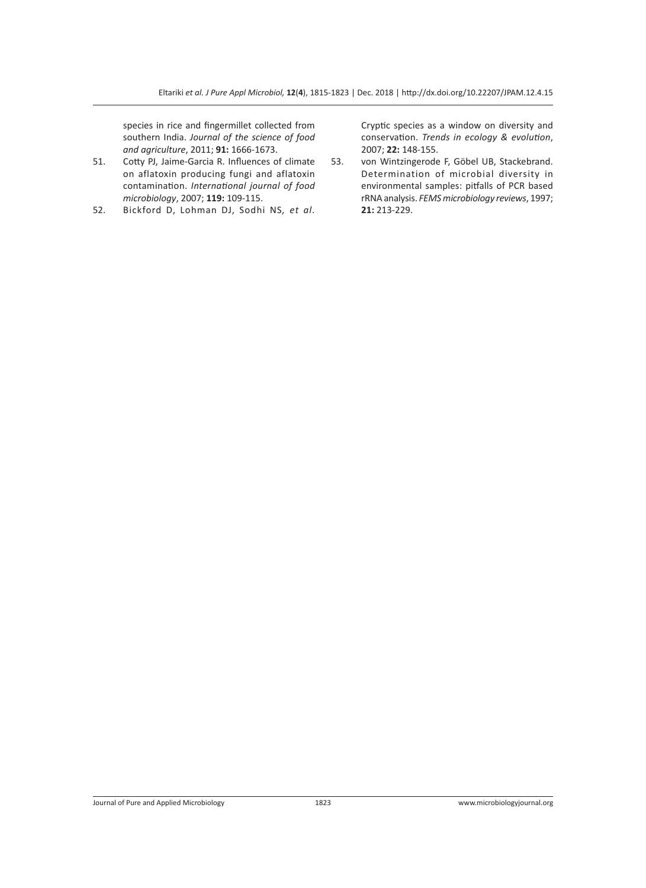species in rice and fingermillet collected from southern India. *Journal of the science of food and agriculture*, 2011; **91:** 1666-1673.

51. Cotty PJ, Jaime-Garcia R. Influences of climate on aflatoxin producing fungi and aflatoxin contamination. *International journal of food microbiology*, 2007; **119:** 109-115.
52. Bickford D, Lohman DJ, Sodhi NS, *et al*. Cryptic species as a window on diversity and conservation. *Trends in ecology & evolution*, 2007; **22:** 148-155.
53. von Wintzingerode F, Göbel UB, Stackebrand. Determination of microbial diversity in environmental samples: pitfalls of PCR based rRNA analysis. *FEMS microbiology reviews*, 1997; **21:** 213-229.